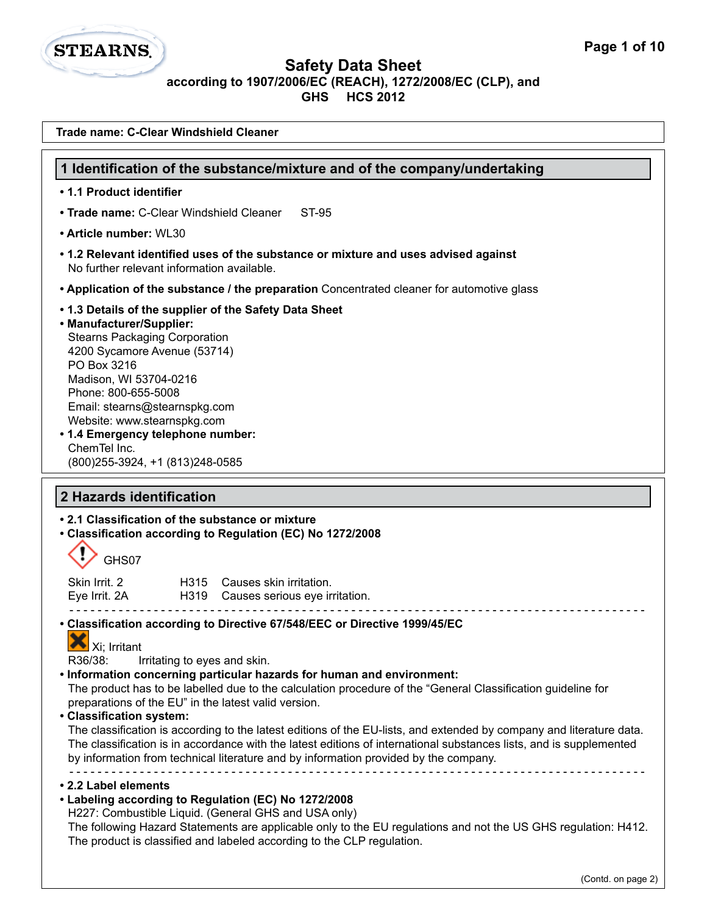# Safety Data Sheet

**according to 1907/2006/EC (REACH), 1272/2008/EC (CLP), and GHS HCS 2012**

**Trade name: C-Clear Windshield Cleaner**

## 1 Identification of the substance/mixture and of the company/undertaking

- **1.1 Product identifier**
- **Trade name:** C-Clear Windshield Cleaner ST-95
- **Article number:** WL30
- **1.2 Relevant identified uses of the substance or mixture and uses advised against**
  No further relevant information available.
- **Application of the substance / the preparation** Concentrated cleaner for automotive glass
- **1.3 Details of the supplier of the Safety Data Sheet**
- **Manufacturer/Supplier:**
  Stearns Packaging Corporation
  4200 Sycamore Avenue (53714)
  PO Box 3216
  Madison, WI 53704-0216
  Phone: 800-655-5008
  Email: stearns@stearnspkg.com
  Website: www.stearnspkg.com
- **1.4 Emergency telephone number:**
  ChemTel Inc.
  (800)255-3924, +1 (813)248-0585

## 2 Hazards identification

- **2.1 Classification of the substance or mixture**
- **Classification according to Regulation (EC) No 1272/2008**

GHS07

| | | |
|---|---|---|
| Skin Irrit. 2 | H315 | Causes skin irritation. |
| Eye Irrit. 2A | H319 | Causes serious eye irritation. |

- **Classification according to Directive 67/548/EEC or Directive 1999/45/EC**

Xi; Irritant

R36/38: Irritating to eyes and skin.

- **Information concerning particular hazards for human and environment:**
  The product has to be labelled due to the calculation procedure of the "General Classification guideline for preparations of the EU" in the latest valid version.
- **Classification system:**
  The classification is according to the latest editions of the EU-lists, and extended by company and literature data.
  The classification is in accordance with the latest editions of international substances lists, and is supplemented by information from technical literature and by information provided by the company.
- **2.2 Label elements**
- **Labeling according to Regulation (EC) No 1272/2008**
  H227: Combustible Liquid. (General GHS and USA only)
  The following Hazard Statements are applicable only to the EU regulations and not the US GHS regulation: H412.
  The product is classified and labeled according to the CLP regulation.

(Contd. on page 2)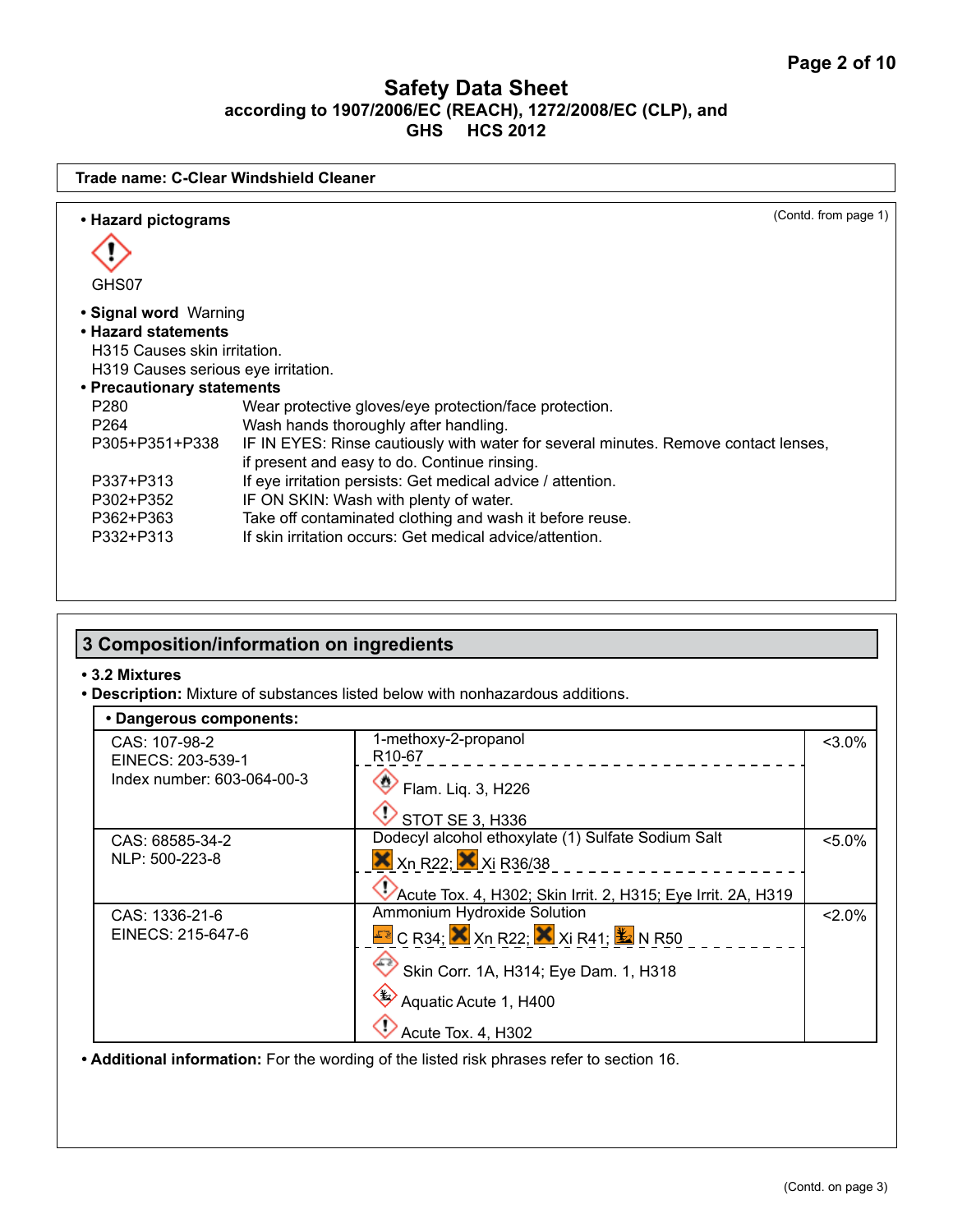# Safety Data Sheet

**according to 1907/2006/EC (REACH), 1272/2008/EC (CLP), and GHS HCS 2012**

**Trade name: C-Clear Windshield Cleaner**

(Contd. from page 1)

- **Hazard pictograms**

GHS07

- **Signal word** Warning
- **Hazard statements**

H315 Causes skin irritation.
H319 Causes serious eye irritation.

- **Precautionary statements**

| | |
|---|---|
| P280 | Wear protective gloves/eye protection/face protection. |
| P264 | Wash hands thoroughly after handling. |
| P305+P351+P338 | IF IN EYES: Rinse cautiously with water for several minutes. Remove contact lenses, if present and easy to do. Continue rinsing. |
| P337+P313 | If eye irritation persists: Get medical advice / attention. |
| P302+P352 | IF ON SKIN: Wash with plenty of water. |
| P362+P363 | Take off contaminated clothing and wash it before reuse. |
| P332+P313 | If skin irritation occurs: Get medical advice/attention. |

## 3 Composition/information on ingredients

- **3.2 Mixtures**
- **Description:** Mixture of substances listed below with nonhazardous additions.

| • Dangerous components: | | |
|---|---|---|
| CAS: 107-98-2<br>EINECS: 203-539-1<br>Index number: 603-064-00-3 | 1-methoxy-2-propanol<br>R10-67<br>Flam. Liq. 3, H226<br>STOT SE 3, H336 | <3.0% |
| CAS: 68585-34-2<br>NLP: 500-223-8 | Dodecyl alcohol ethoxylate (1) Sulfate Sodium Salt<br>Xn R22; Xi R36/38<br>Acute Tox. 4, H302; Skin Irrit. 2, H315; Eye Irrit. 2A, H319 | <5.0% |
| CAS: 1336-21-6<br>EINECS: 215-647-6 | Ammonium Hydroxide Solution<br>C R34; Xn R22; Xi R41; N R50<br>Skin Corr. 1A, H314; Eye Dam. 1, H318<br>Aquatic Acute 1, H400<br>Acute Tox. 4, H302 | <2.0% |

- **Additional information:** For the wording of the listed risk phrases refer to section 16.

(Contd. on page 3)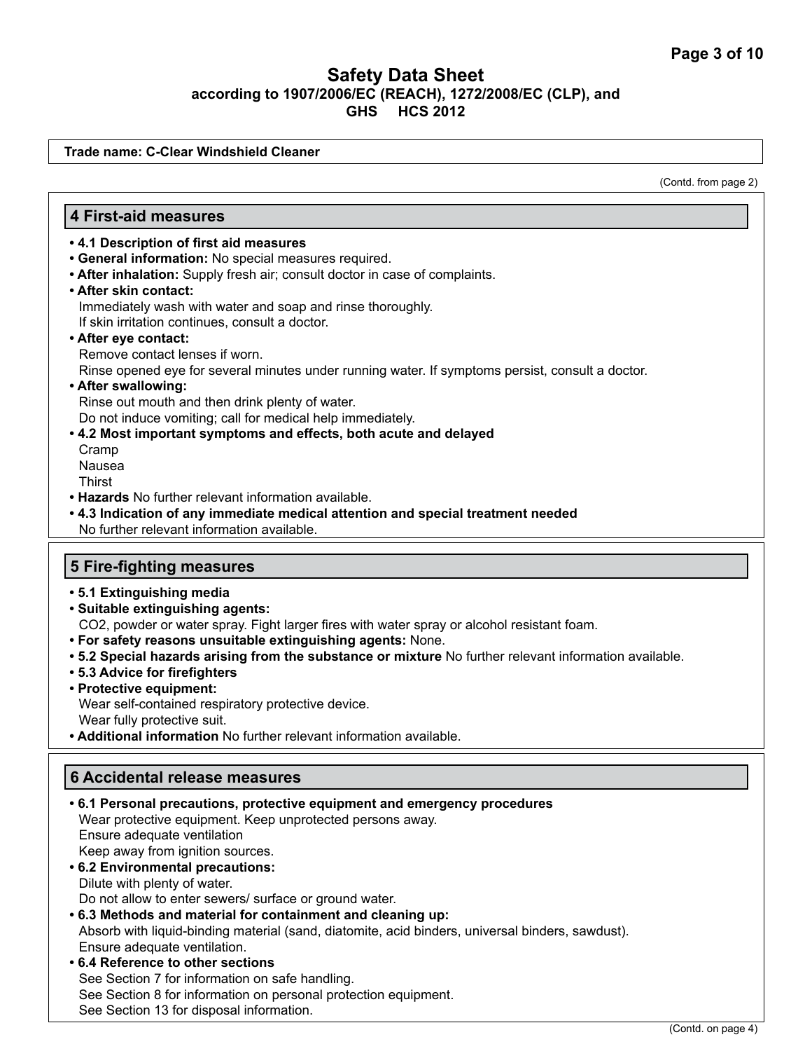# Safety Data Sheet
**according to 1907/2006/EC (REACH), 1272/2008/EC (CLP), and GHS HCS 2012**

**Trade name: C-Clear Windshield Cleaner**

(Contd. from page 2)

## 4 First-aid measures

- **4.1 Description of first aid measures**
- **General information:** No special measures required.
- **After inhalation:** Supply fresh air; consult doctor in case of complaints.
- **After skin contact:**
  Immediately wash with water and soap and rinse thoroughly.
  If skin irritation continues, consult a doctor.
- **After eye contact:**
  Remove contact lenses if worn.
  Rinse opened eye for several minutes under running water. If symptoms persist, consult a doctor.
- **After swallowing:**
  Rinse out mouth and then drink plenty of water.
  Do not induce vomiting; call for medical help immediately.
- **4.2 Most important symptoms and effects, both acute and delayed**
  Cramp
  Nausea
  Thirst
- **Hazards** No further relevant information available.
- **4.3 Indication of any immediate medical attention and special treatment needed**
  No further relevant information available.

## 5 Fire-fighting measures

- **5.1 Extinguishing media**
- **Suitable extinguishing agents:**
  $CO_2$, powder or water spray. Fight larger fires with water spray or alcohol resistant foam.
- **For safety reasons unsuitable extinguishing agents:** None.
- **5.2 Special hazards arising from the substance or mixture** No further relevant information available.
- **5.3 Advice for firefighters**
- **Protective equipment:**
  Wear self-contained respiratory protective device.
  Wear fully protective suit.
- **Additional information** No further relevant information available.

## 6 Accidental release measures

- **6.1 Personal precautions, protective equipment and emergency procedures**
  Wear protective equipment. Keep unprotected persons away.
  Ensure adequate ventilation
  Keep away from ignition sources.
- **6.2 Environmental precautions:**
  Dilute with plenty of water.
  Do not allow to enter sewers/ surface or ground water.
- **6.3 Methods and material for containment and cleaning up:**
  Absorb with liquid-binding material (sand, diatomite, acid binders, universal binders, sawdust).
  Ensure adequate ventilation.
- **6.4 Reference to other sections**
  See Section 7 for information on safe handling.
  See Section 8 for information on personal protection equipment.
  See Section 13 for disposal information.

(Contd. on page 4)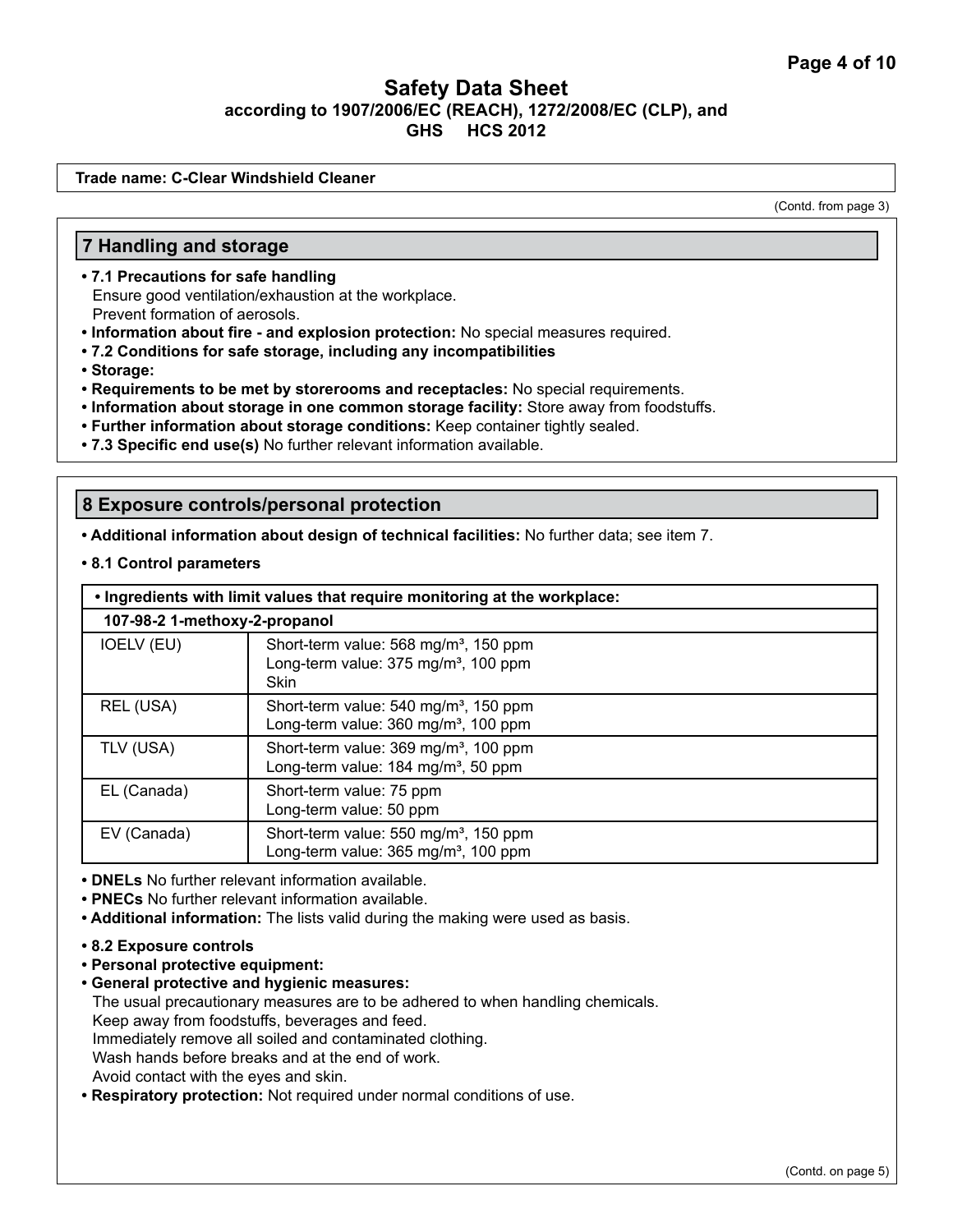# Safety Data Sheet
### according to 1907/2006/EC (REACH), 1272/2008/EC (CLP), and GHS HCS 2012

**Trade name: C-Clear Windshield Cleaner**

(Contd. from page 3)

## 7 Handling and storage

- **7.1 Precautions for safe handling**
  Ensure good ventilation/exhaustion at the workplace.
  Prevent formation of aerosols.
- **Information about fire - and explosion protection:** No special measures required.
- **7.2 Conditions for safe storage, including any incompatibilities**
- **Storage:**
- **Requirements to be met by storerooms and receptacles:** No special requirements.
- **Information about storage in one common storage facility:** Store away from foodstuffs.
- **Further information about storage conditions:** Keep container tightly sealed.
- **7.3 Specific end use(s)** No further relevant information available.

## 8 Exposure controls/personal protection

- **Additional information about design of technical facilities:** No further data; see item 7.
- **8.1 Control parameters**

| • Ingredients with limit values that require monitoring at the workplace: | |
|---|---|
| **107-98-2 1-methoxy-2-propanol** | |
| IOELV (EU) | Short-term value: 568 mg/m³, 150 ppm<br>Long-term value: 375 mg/m³, 100 ppm<br>Skin |
| REL (USA) | Short-term value: 540 mg/m³, 150 ppm<br>Long-term value: 360 mg/m³, 100 ppm |
| TLV (USA) | Short-term value: 369 mg/m³, 100 ppm<br>Long-term value: 184 mg/m³, 50 ppm |
| EL (Canada) | Short-term value: 75 ppm<br>Long-term value: 50 ppm |
| EV (Canada) | Short-term value: 550 mg/m³, 150 ppm<br>Long-term value: 365 mg/m³, 100 ppm |

- **DNELs** No further relevant information available.
- **PNECs** No further relevant information available.
- **Additional information:** The lists valid during the making were used as basis.

- **8.2 Exposure controls**
- **Personal protective equipment:**
- **General protective and hygienic measures:**
  The usual precautionary measures are to be adhered to when handling chemicals.
  Keep away from foodstuffs, beverages and feed.
  Immediately remove all soiled and contaminated clothing.
  Wash hands before breaks and at the end of work.
  Avoid contact with the eyes and skin.
- **Respiratory protection:** Not required under normal conditions of use.

(Contd. on page 5)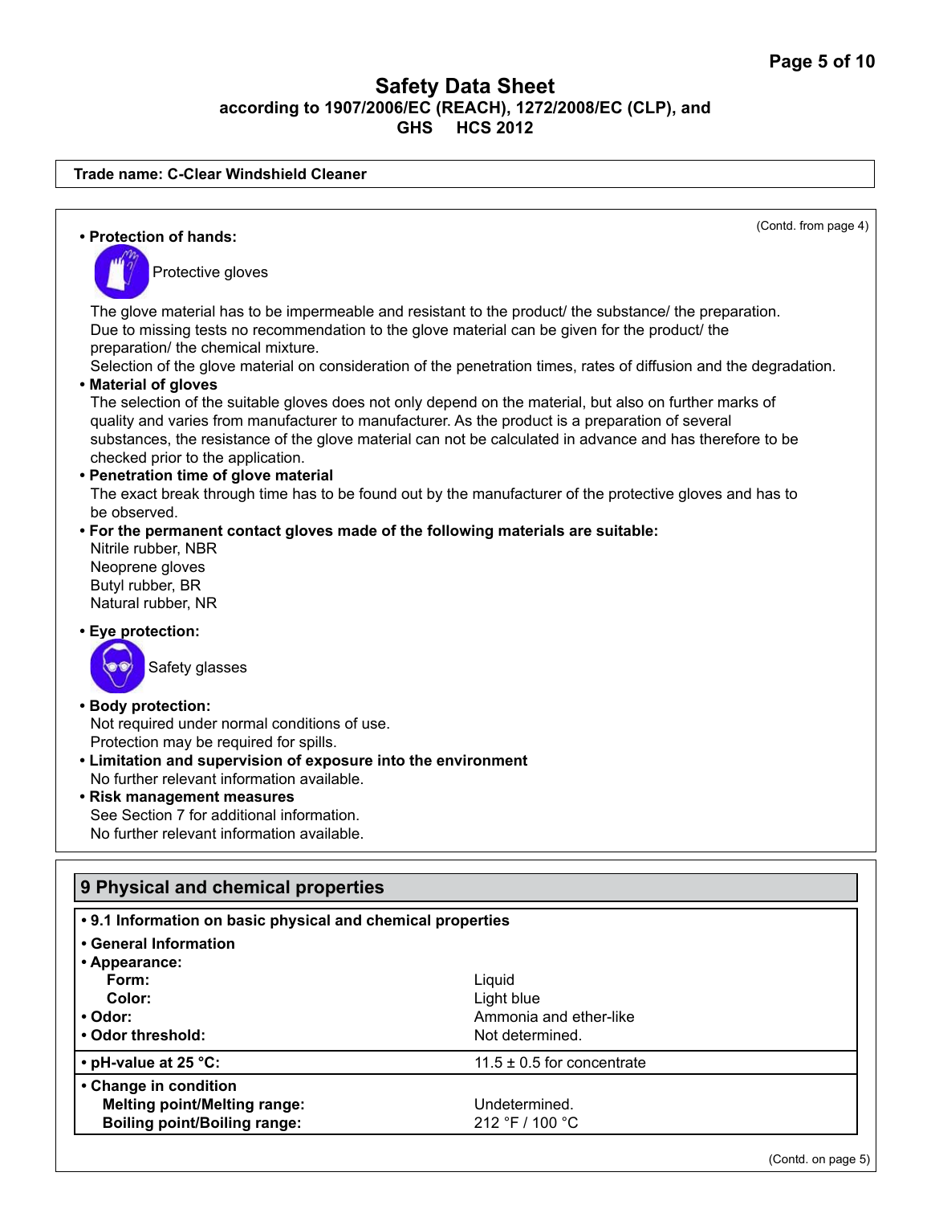**Trade name: C-Clear Windshield Cleaner**

(Contd. from page 4)

- **Protection of hands:**

Protective gloves

The glove material has to be impermeable and resistant to the product/ the substance/ the preparation.
Due to missing tests no recommendation to the glove material can be given for the product/ the preparation/ the chemical mixture.
Selection of the glove material on consideration of the penetration times, rates of diffusion and the degradation.

- **Material of gloves**
  The selection of the suitable gloves does not only depend on the material, but also on further marks of quality and varies from manufacturer to manufacturer. As the product is a preparation of several substances, the resistance of the glove material can not be calculated in advance and has therefore to be checked prior to the application.
- **Penetration time of glove material**
  The exact break through time has to be found out by the manufacturer of the protective gloves and has to be observed.
- **For the permanent contact gloves made of the following materials are suitable:**
  Nitrile rubber, NBR
  Neoprene gloves
  Butyl rubber, BR
  Natural rubber, NR
- **Eye protection:**

Safety glasses

- **Body protection:**
  Not required under normal conditions of use.
  Protection may be required for spills.
- **Limitation and supervision of exposure into the environment**
  No further relevant information available.
- **Risk management measures**
  See Section 7 for additional information.
  No further relevant information available.

## 9 Physical and chemical properties

| • 9.1 Information on basic physical and chemical properties | |
|---|---|
| • General Information | |
| • Appearance: | |
| Form: | Liquid |
| Color: | Light blue |
| • Odor: | Ammonia and ether-like |
| • Odor threshold: | Not determined. |
| • pH-value at 25 °C: | 11.5 ± 0.5 for concentrate |
| • Change in condition | |
| Melting point/Melting range: | Undetermined. |
| Boiling point/Boiling range: | 212 °F / 100 °C |

(Contd. on page 5)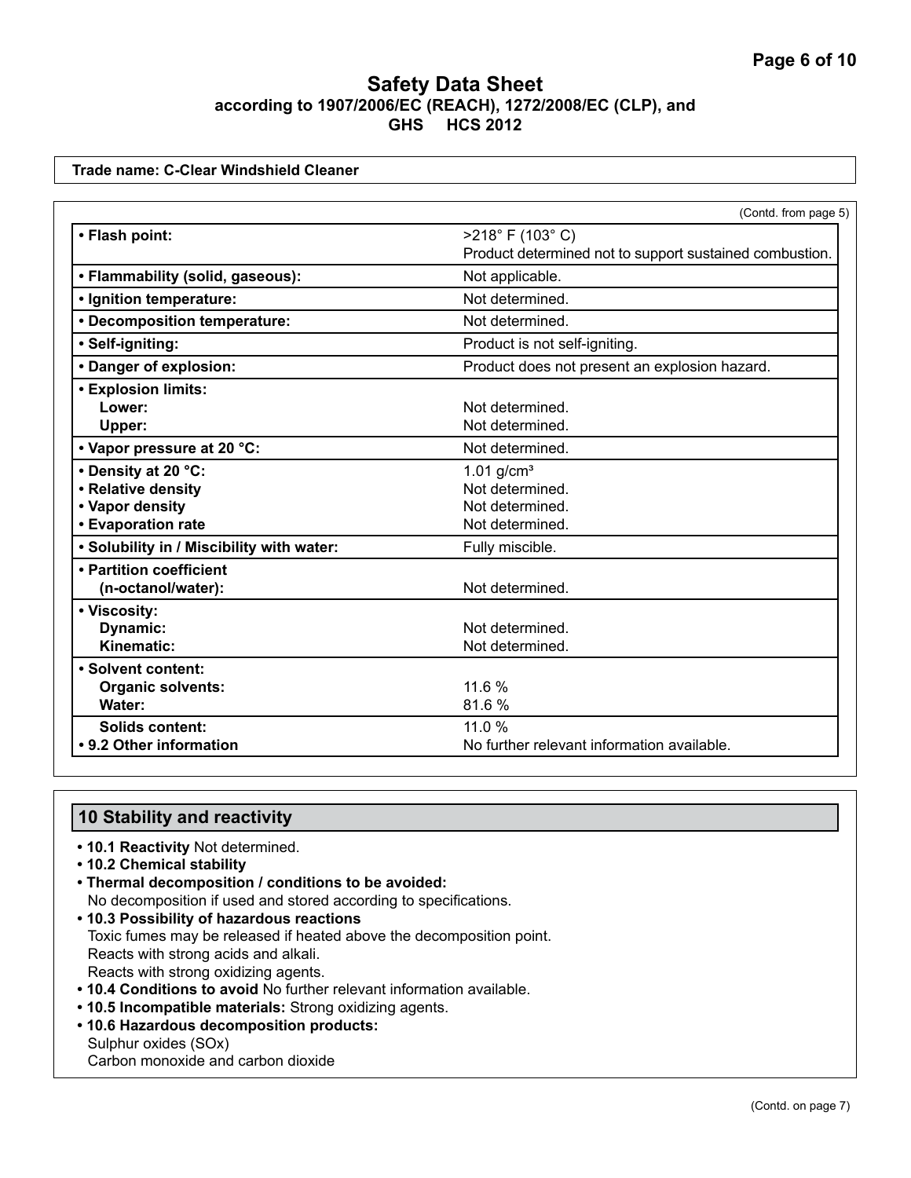## Safety Data Sheet
**according to 1907/2006/EC (REACH), 1272/2008/EC (CLP), and GHS HCS 2012**

**Trade name: C-Clear Windshield Cleaner**

(Contd. from page 5)

| | |
|---|---|
| **• Flash point:** | >218° F (103° C) Product determined not to support sustained combustion. |
| **• Flammability (solid, gaseous):** | Not applicable. |
| **• Ignition temperature:** | Not determined. |
| **• Decomposition temperature:** | Not determined. |
| **• Self-igniting:** | Product is not self-igniting. |
| **• Danger of explosion:** | Product does not present an explosion hazard. |
| **• Explosion limits:** | |
| **Lower:** | Not determined. |
| **Upper:** | Not determined. |
| **• Vapor pressure at 20 °C:** | Not determined. |
| **• Density at 20 °C:** | 1.01 g/cm³ |
| **• Relative density** | Not determined. |
| **• Vapor density** | Not determined. |
| **• Evaporation rate** | Not determined. |
| **• Solubility in / Miscibility with water:** | Fully miscible. |
| **• Partition coefficient (n-octanol/water):** | Not determined. |
| **• Viscosity:** | |
| **Dynamic:** | Not determined. |
| **Kinematic:** | Not determined. |
| **• Solvent content:** | |
| **Organic solvents:** | 11.6 % |
| **Water:** | 81.6 % |
| **Solids content:** | 11.0 % |
| **• 9.2 Other information** | No further relevant information available. |

## 10 Stability and reactivity

- **10.1 Reactivity** Not determined.
- **10.2 Chemical stability**
- **Thermal decomposition / conditions to be avoided:**
  No decomposition if used and stored according to specifications.
- **10.3 Possibility of hazardous reactions**
  Toxic fumes may be released if heated above the decomposition point.
  Reacts with strong acids and alkali.
  Reacts with strong oxidizing agents.
- **10.4 Conditions to avoid** No further relevant information available.
- **10.5 Incompatible materials:** Strong oxidizing agents.
- **10.6 Hazardous decomposition products:**
  Sulphur oxides (SOx)
  Carbon monoxide and carbon dioxide

(Contd. on page 7)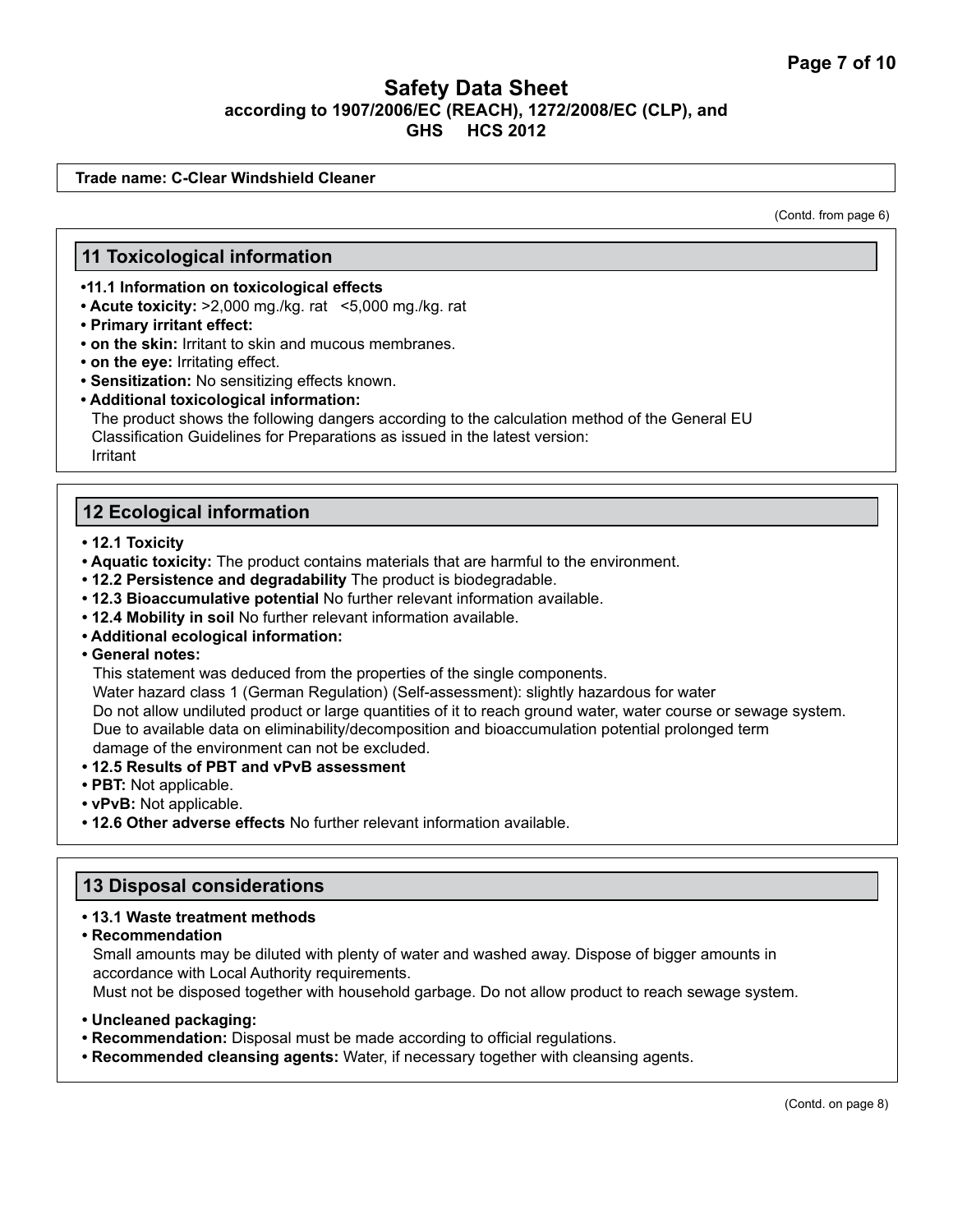# Safety Data Sheet

**according to 1907/2006/EC (REACH), 1272/2008/EC (CLP), and GHS HCS 2012**

**Trade name: C-Clear Windshield Cleaner**

(Contd. from page 6)

## 11 Toxicological information

- **11.1 Information on toxicological effects**
- **Acute toxicity:** >2,000 mg./kg. rat <5,000 mg./kg. rat
- **Primary irritant effect:**
- **on the skin:** Irritant to skin and mucous membranes.
- **on the eye:** Irritating effect.
- **Sensitization:** No sensitizing effects known.
- **Additional toxicological information:**

  The product shows the following dangers according to the calculation method of the General EU Classification Guidelines for Preparations as issued in the latest version:

  Irritant

## 12 Ecological information

- **12.1 Toxicity**
- **Aquatic toxicity:** The product contains materials that are harmful to the environment.
- **12.2 Persistence and degradability** The product is biodegradable.
- **12.3 Bioaccumulative potential** No further relevant information available.
- **12.4 Mobility in soil** No further relevant information available.
- **Additional ecological information:**
- **General notes:**

  This statement was deduced from the properties of the single components.

  Water hazard class 1 (German Regulation) (Self-assessment): slightly hazardous for water

  Do not allow undiluted product or large quantities of it to reach ground water, water course or sewage system.

  Due to available data on eliminability/decomposition and bioaccumulation potential prolonged term damage of the environment can not be excluded.
- **12.5 Results of PBT and vPvB assessment**
- **PBT:** Not applicable.
- **vPvB:** Not applicable.
- **12.6 Other adverse effects** No further relevant information available.

## 13 Disposal considerations

- **13.1 Waste treatment methods**
- **Recommendation**

  Small amounts may be diluted with plenty of water and washed away. Dispose of bigger amounts in accordance with Local Authority requirements.

  Must not be disposed together with household garbage. Do not allow product to reach sewage system.

- **Uncleaned packaging:**
- **Recommendation:** Disposal must be made according to official regulations.
- **Recommended cleansing agents:** Water, if necessary together with cleansing agents.

(Contd. on page 8)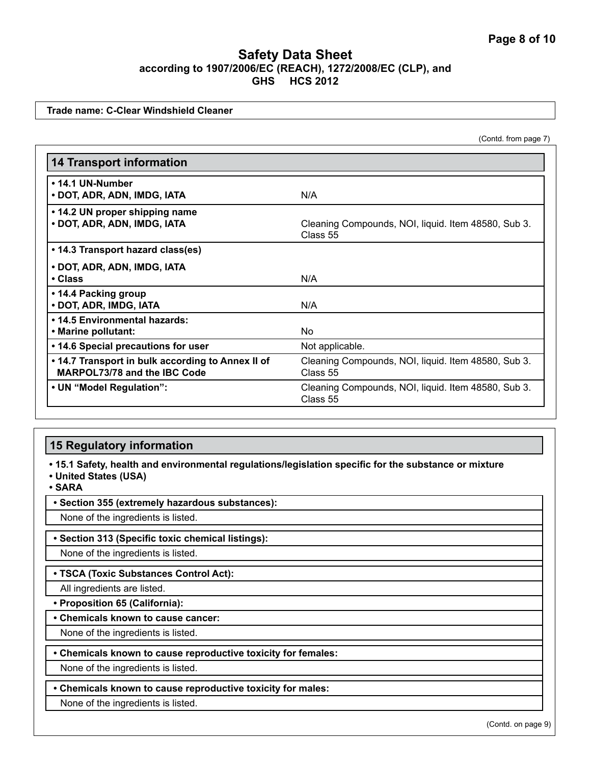**Trade name: C-Clear Windshield Cleaner**

(Contd. from page 7)

## 14 Transport information

| | |
|---|---|
| **• 14.1 UN-Number**<br>**• DOT, ADR, ADN, IMDG, IATA** | N/A |
| **• 14.2 UN proper shipping name**<br>**• DOT, ADR, ADN, IMDG, IATA** | Cleaning Compounds, NOI, liquid. Item 48580, Sub 3. Class 55 |
| **• 14.3 Transport hazard class(es)**<br>**• DOT, ADR, ADN, IMDG, IATA**<br>**• Class** | N/A |
| **• 14.4 Packing group**<br>**• DOT, ADR, IMDG, IATA** | N/A |
| **• 14.5 Environmental hazards:**<br>**• Marine pollutant:** | No |
| **• 14.6 Special precautions for user** | Not applicable. |
| **• 14.7 Transport in bulk according to Annex II of MARPOL73/78 and the IBC Code** | Cleaning Compounds, NOI, liquid. Item 48580, Sub 3. Class 55 |
| **• UN "Model Regulation":** | Cleaning Compounds, NOI, liquid. Item 48580, Sub 3. Class 55 |

## 15 Regulatory information

**• 15.1 Safety, health and environmental regulations/legislation specific for the substance or mixture**
**• United States (USA)**
**• SARA**

**• Section 355 (extremely hazardous substances):**

None of the ingredients is listed.

**• Section 313 (Specific toxic chemical listings):**

None of the ingredients is listed.

**• TSCA (Toxic Substances Control Act):**

All ingredients are listed.

**• Proposition 65 (California):**

**• Chemicals known to cause cancer:**

None of the ingredients is listed.

**• Chemicals known to cause reproductive toxicity for females:**

None of the ingredients is listed.

**• Chemicals known to cause reproductive toxicity for males:**

None of the ingredients is listed.

(Contd. on page 9)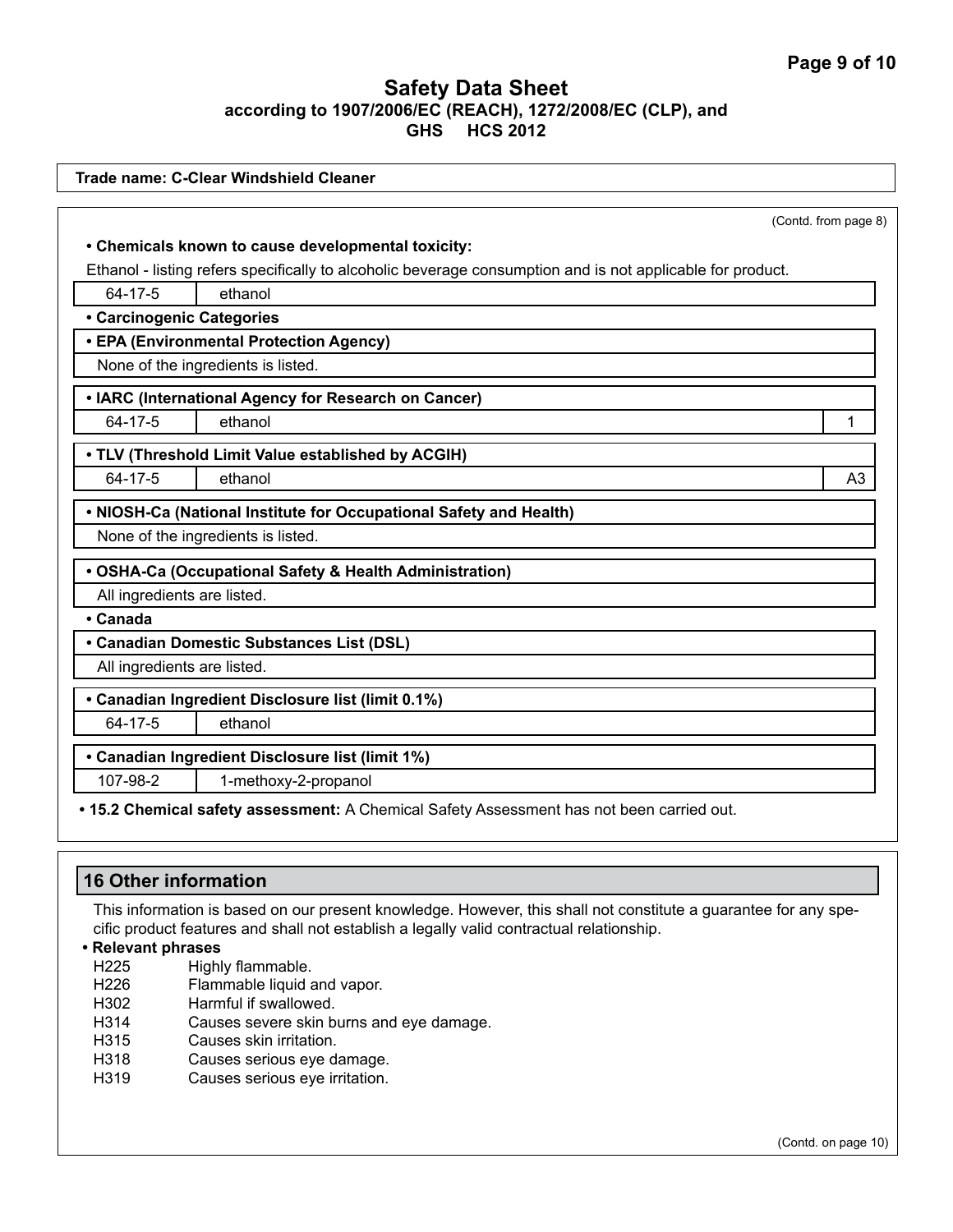## Safety Data Sheet
**according to 1907/2006/EC (REACH), 1272/2008/EC (CLP), and GHS HCS 2012**

**Trade name: C-Clear Windshield Cleaner**

(Contd. from page 8)

**• Chemicals known to cause developmental toxicity:**

Ethanol - listing refers specifically to alcoholic beverage consumption and is not applicable for product.

| | |
|---|---|
| 64-17-5 | ethanol |

**• Carcinogenic Categories**

**• EPA (Environmental Protection Agency)**

None of the ingredients is listed.

**• IARC (International Agency for Research on Cancer)**

| | | |
|---|---|---|
| 64-17-5 | ethanol | 1 |

**• TLV (Threshold Limit Value established by ACGIH)**

| | | |
|---|---|---|
| 64-17-5 | ethanol | A3 |

**• NIOSH-Ca (National Institute for Occupational Safety and Health)**

None of the ingredients is listed.

**• OSHA-Ca (Occupational Safety & Health Administration)**

All ingredients are listed.

**• Canada**

**• Canadian Domestic Substances List (DSL)**

All ingredients are listed.

**• Canadian Ingredient Disclosure list (limit 0.1%)**

| | |
|---|---|
| 64-17-5 | ethanol |

**• Canadian Ingredient Disclosure list (limit 1%)**

| | |
|---|---|
| 107-98-2 | 1-methoxy-2-propanol |

**• 15.2 Chemical safety assessment:** A Chemical Safety Assessment has not been carried out.

## 16 Other information

This information is based on our present knowledge. However, this shall not constitute a guarantee for any specific product features and shall not establish a legally valid contractual relationship.

**• Relevant phrases**

H225 Highly flammable.
H226 Flammable liquid and vapor.
H302 Harmful if swallowed.
H314 Causes severe skin burns and eye damage.
H315 Causes skin irritation.
H318 Causes serious eye damage.
H319 Causes serious eye irritation.

(Contd. on page 10)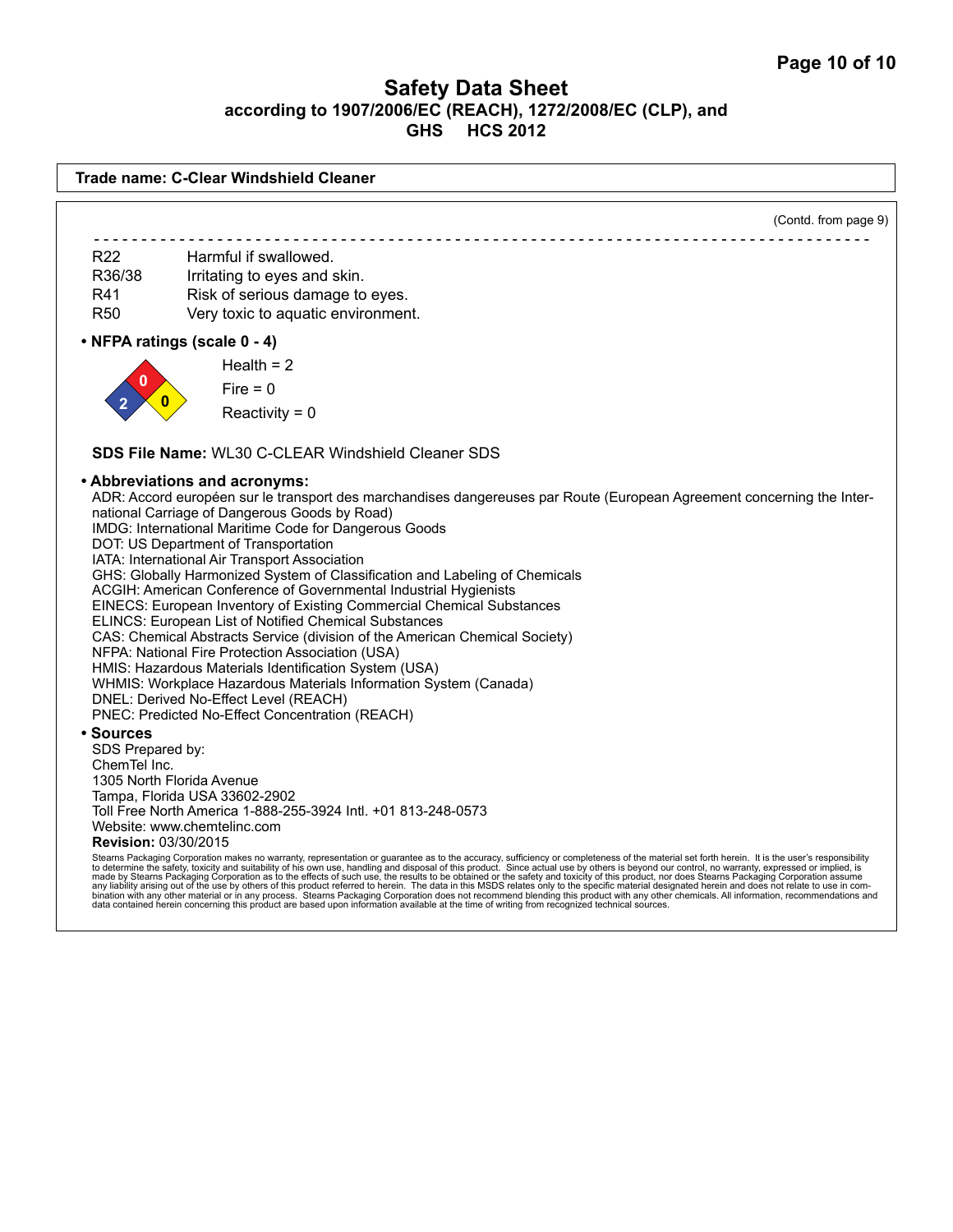# Safety Data Sheet
**according to 1907/2006/EC (REACH), 1272/2008/EC (CLP), and GHS HCS 2012**

**Trade name: C-Clear Windshield Cleaner**

(Contd. from page 9)

| | |
|---|---|
| R22 | Harmful if swallowed. |
| R36/38 | Irritating to eyes and skin. |
| R41 | Risk of serious damage to eyes. |
| R50 | Very toxic to aquatic environment. |

- **NFPA ratings (scale 0 - 4)**

Health = 2

Fire = 0

Reactivity = 0

**SDS File Name:** WL30 C-CLEAR Windshield Cleaner SDS

- **Abbreviations and acronyms:**

ADR: Accord européen sur le transport des marchandises dangereuses par Route (European Agreement concerning the International Carriage of Dangerous Goods by Road)
IMDG: International Maritime Code for Dangerous Goods
DOT: US Department of Transportation
IATA: International Air Transport Association
GHS: Globally Harmonized System of Classification and Labeling of Chemicals
ACGIH: American Conference of Governmental Industrial Hygienists
EINECS: European Inventory of Existing Commercial Chemical Substances
ELINCS: European List of Notified Chemical Substances
CAS: Chemical Abstracts Service (division of the American Chemical Society)
NFPA: National Fire Protection Association (USA)
HMIS: Hazardous Materials Identification System (USA)
WHMIS: Workplace Hazardous Materials Information System (Canada)
DNEL: Derived No-Effect Level (REACH)
PNEC: Predicted No-Effect Concentration (REACH)

- **Sources**

SDS Prepared by:
ChemTel Inc.
1305 North Florida Avenue
Tampa, Florida USA 33602-2902
Toll Free North America 1-888-255-3924 Intl. +01 813-248-0573
Website: www.chemtelinc.com
**Revision:** 03/30/2015

Stearns Packaging Corporation makes no warranty, representation or guarantee as to the accuracy, sufficiency or completeness of the material set forth herein. It is the user's responsibility to determine the safety, toxicity and suitability of his own use, handling and disposal of this product. Since actual use by others is beyond our control, no warranty, expressed or implied, is made by Stearns Packaging Corporation as to the effects of such use, the results to be obtained or the safety and toxicity of this product, nor does Stearns Packaging Corporation assume any liability arising out of the use by others of this product referred to herein. The data in this MSDS relates only to the specific material designated herein and does not relate to use in combination with any other material or in any process. Stearns Packaging Corporation does not recommend blending this product with any other chemicals. All information, recommendations and data contained herein concerning this product are based upon information available at the time of writing from recognized technical sources.